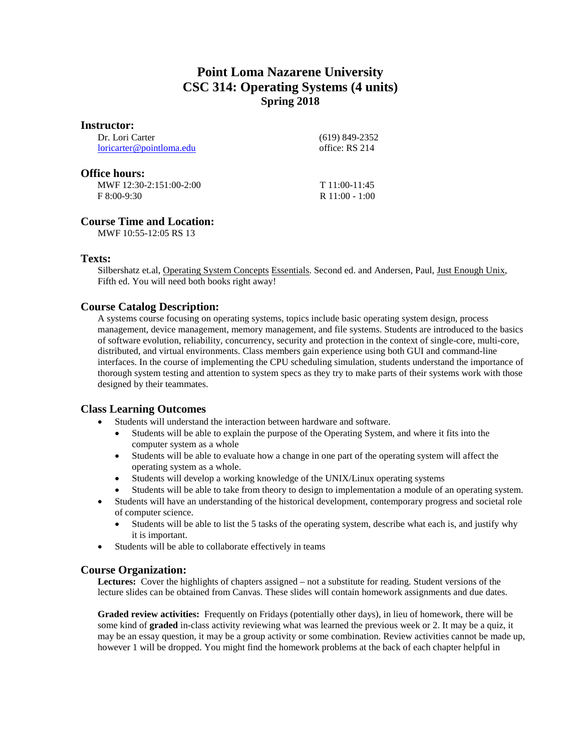# Point Loma Nazarene University
# CSC 314: Operating Systems (4 units)
## Spring 2018

### Instructor:

Dr. Lori Carter
loricarter@pointloma.edu

(619) 849-2352
office: RS 214

### Office hours:

MWF 12:30-2:151:00-2:00
F 8:00-9:30

T 11:00-11:45
R 11:00 - 1:00

### Course Time and Location:

MWF 10:55-12:05 RS 13

### Texts:

Silbershatz et.al, Operating System Concepts Essentials. Second ed. and Andersen, Paul, Just Enough Unix, Fifth ed. You will need both books right away!

### Course Catalog Description:

A systems course focusing on operating systems, topics include basic operating system design, process management, device management, memory management, and file systems. Students are introduced to the basics of software evolution, reliability, concurrency, security and protection in the context of single-core, multi-core, distributed, and virtual environments. Class members gain experience using both GUI and command-line interfaces. In the course of implementing the CPU scheduling simulation, students understand the importance of thorough system testing and attention to system specs as they try to make parts of their systems work with those designed by their teammates.

### Class Learning Outcomes

- Students will understand the interaction between hardware and software.
  - Students will be able to explain the purpose of the Operating System, and where it fits into the computer system as a whole
  - Students will be able to evaluate how a change in one part of the operating system will affect the operating system as a whole.
  - Students will develop a working knowledge of the UNIX/Linux operating systems
  - Students will be able to take from theory to design to implementation a module of an operating system.
- Students will have an understanding of the historical development, contemporary progress and societal role of computer science.
  - Students will be able to list the 5 tasks of the operating system, describe what each is, and justify why it is important.
- Students will be able to collaborate effectively in teams

### Course Organization:

**Lectures:** Cover the highlights of chapters assigned – not a substitute for reading. Student versions of the lecture slides can be obtained from Canvas. These slides will contain homework assignments and due dates.

**Graded review activities:** Frequently on Fridays (potentially other days), in lieu of homework, there will be some kind of **graded** in-class activity reviewing what was learned the previous week or 2. It may be a quiz, it may be an essay question, it may be a group activity or some combination. Review activities cannot be made up, however 1 will be dropped. You might find the homework problems at the back of each chapter helpful in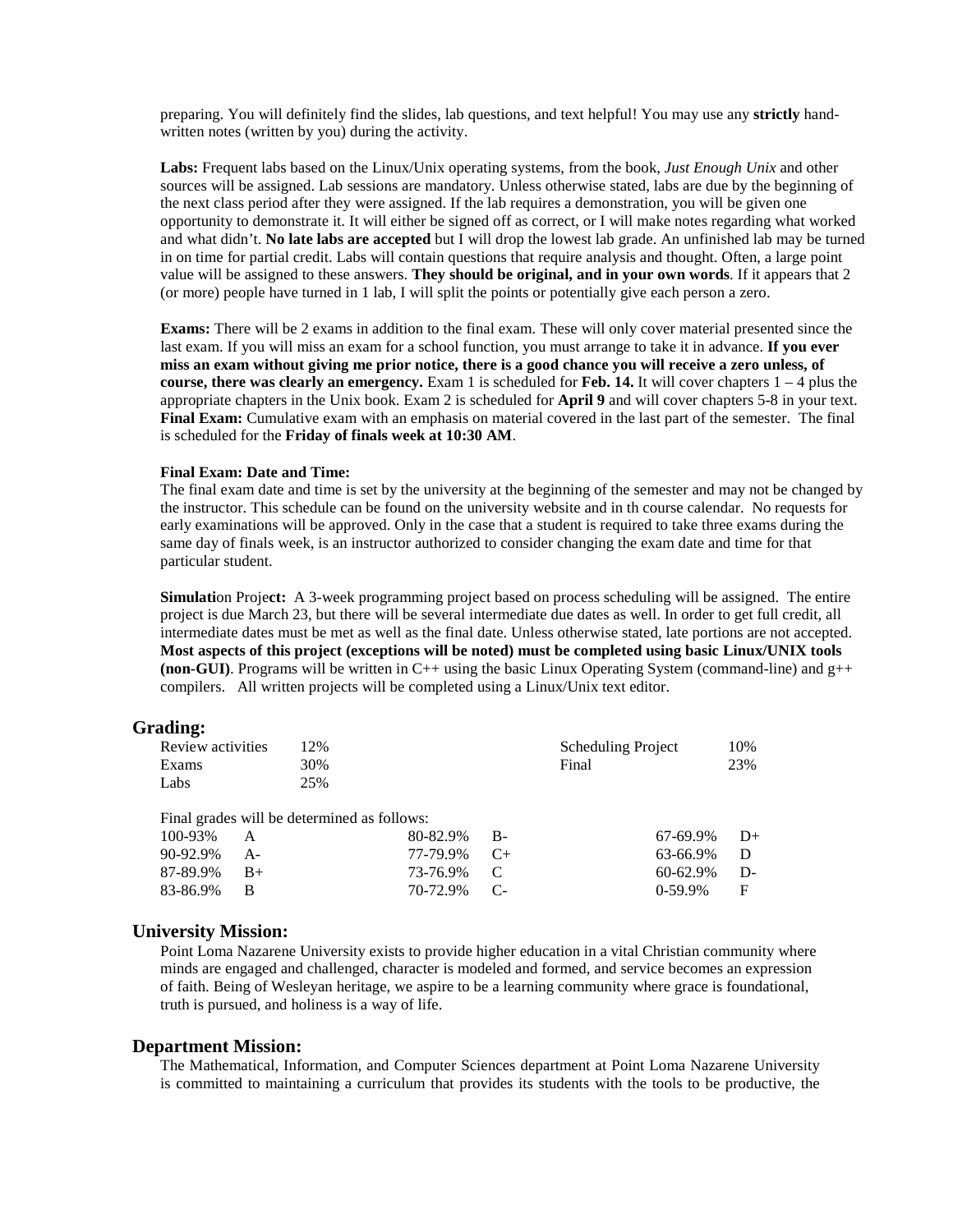preparing. You will definitely find the slides, lab questions, and text helpful! You may use any **strictly** hand-written notes (written by you) during the activity.

**Labs:** Frequent labs based on the Linux/Unix operating systems, from the book, *Just Enough Unix* and other sources will be assigned. Lab sessions are mandatory. Unless otherwise stated, labs are due by the beginning of the next class period after they were assigned. If the lab requires a demonstration, you will be given one opportunity to demonstrate it. It will either be signed off as correct, or I will make notes regarding what worked and what didn't. **No late labs are accepted** but I will drop the lowest lab grade. An unfinished lab may be turned in on time for partial credit. Labs will contain questions that require analysis and thought. Often, a large point value will be assigned to these answers. **They should be original, and in your own words**. If it appears that 2 (or more) people have turned in 1 lab, I will split the points or potentially give each person a zero.

**Exams:** There will be 2 exams in addition to the final exam. These will only cover material presented since the last exam. If you will miss an exam for a school function, you must arrange to take it in advance. **If you ever miss an exam without giving me prior notice, there is a good chance you will receive a zero unless, of course, there was clearly an emergency.** Exam 1 is scheduled for **Feb. 14.** It will cover chapters 1 – 4 plus the appropriate chapters in the Unix book. Exam 2 is scheduled for **April 9** and will cover chapters 5-8 in your text. **Final Exam:** Cumulative exam with an emphasis on material covered in the last part of the semester. The final is scheduled for the **Friday of finals week at 10:30 AM**.

**Final Exam: Date and Time:**
The final exam date and time is set by the university at the beginning of the semester and may not be changed by the instructor. This schedule can be found on the university website and in th course calendar. No requests for early examinations will be approved. Only in the case that a student is required to take three exams during the same day of finals week, is an instructor authorized to consider changing the exam date and time for that particular student.

**Simulation Project:** A 3-week programming project based on process scheduling will be assigned. The entire project is due March 23, but there will be several intermediate due dates as well. In order to get full credit, all intermediate dates must be met as well as the final date. Unless otherwise stated, late portions are not accepted. **Most aspects of this project (exceptions will be noted) must be completed using basic Linux/UNIX tools (non-GUI)**. Programs will be written in C++ using the basic Linux Operating System (command-line) and g++ compilers. All written projects will be completed using a Linux/Unix text editor.

## Grading:

| | | | |
|---|---|---|---|
| Review activities | 12% | Scheduling Project | 10% |
| Exams | 30% | Final | 23% |
| Labs | 25% | | |

Final grades will be determined as follows:

| | | | | | |
|---|---|---|---|---|---|
| 100-93% | A | 80-82.9% | B- | 67-69.9% | D+ |
| 90-92.9% | A- | 77-79.9% | C+ | 63-66.9% | D |
| 87-89.9% | B+ | 73-76.9% | C | 60-62.9% | D- |
| 83-86.9% | B | 70-72.9% | C- | 0-59.9% | F |

## University Mission:

Point Loma Nazarene University exists to provide higher education in a vital Christian community where minds are engaged and challenged, character is modeled and formed, and service becomes an expression of faith. Being of Wesleyan heritage, we aspire to be a learning community where grace is foundational, truth is pursued, and holiness is a way of life.

## Department Mission:

The Mathematical, Information, and Computer Sciences department at Point Loma Nazarene University is committed to maintaining a curriculum that provides its students with the tools to be productive, the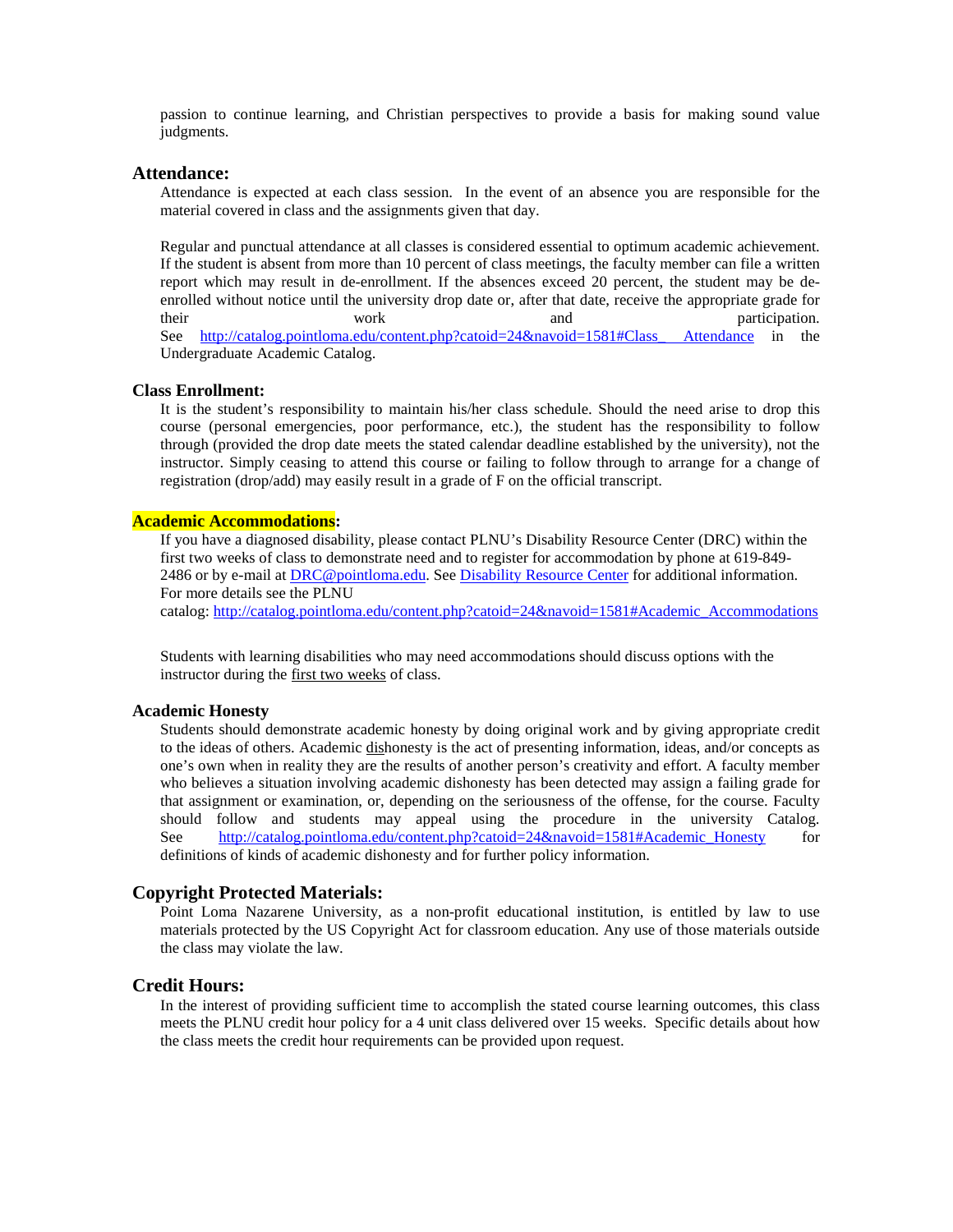passion to continue learning, and Christian perspectives to provide a basis for making sound value judgments.

## Attendance:

Attendance is expected at each class session. In the event of an absence you are responsible for the material covered in class and the assignments given that day.

Regular and punctual attendance at all classes is considered essential to optimum academic achievement. If the student is absent from more than 10 percent of class meetings, the faculty member can file a written report which may result in de-enrollment. If the absences exceed 20 percent, the student may be de-enrolled without notice until the university drop date or, after that date, receive the appropriate grade for their work and participation. See http://catalog.pointloma.edu/content.php?catoid=24&navoid=1581#Class_Attendance in the Undergraduate Academic Catalog.

### Class Enrollment:

It is the student's responsibility to maintain his/her class schedule. Should the need arise to drop this course (personal emergencies, poor performance, etc.), the student has the responsibility to follow through (provided the drop date meets the stated calendar deadline established by the university), not the instructor. Simply ceasing to attend this course or failing to follow through to arrange for a change of registration (drop/add) may easily result in a grade of F on the official transcript.

### Academic Accommodations:

If you have a diagnosed disability, please contact PLNU's Disability Resource Center (DRC) within the first two weeks of class to demonstrate need and to register for accommodation by phone at 619-849-2486 or by e-mail at DRC@pointloma.edu. See Disability Resource Center for additional information. For more details see the PLNU catalog: http://catalog.pointloma.edu/content.php?catoid=24&navoid=1581#Academic_Accommodations

Students with learning disabilities who may need accommodations should discuss options with the instructor during the first two weeks of class.

### Academic Honesty

Students should demonstrate academic honesty by doing original work and by giving appropriate credit to the ideas of others. Academic dishonesty is the act of presenting information, ideas, and/or concepts as one's own when in reality they are the results of another person's creativity and effort. A faculty member who believes a situation involving academic dishonesty has been detected may assign a failing grade for that assignment or examination, or, depending on the seriousness of the offense, for the course. Faculty should follow and students may appeal using the procedure in the university Catalog. See http://catalog.pointloma.edu/content.php?catoid=24&navoid=1581#Academic_Honesty for definitions of kinds of academic dishonesty and for further policy information.

## Copyright Protected Materials:

Point Loma Nazarene University, as a non-profit educational institution, is entitled by law to use materials protected by the US Copyright Act for classroom education. Any use of those materials outside the class may violate the law.

## Credit Hours:

In the interest of providing sufficient time to accomplish the stated course learning outcomes, this class meets the PLNU credit hour policy for a 4 unit class delivered over 15 weeks. Specific details about how the class meets the credit hour requirements can be provided upon request.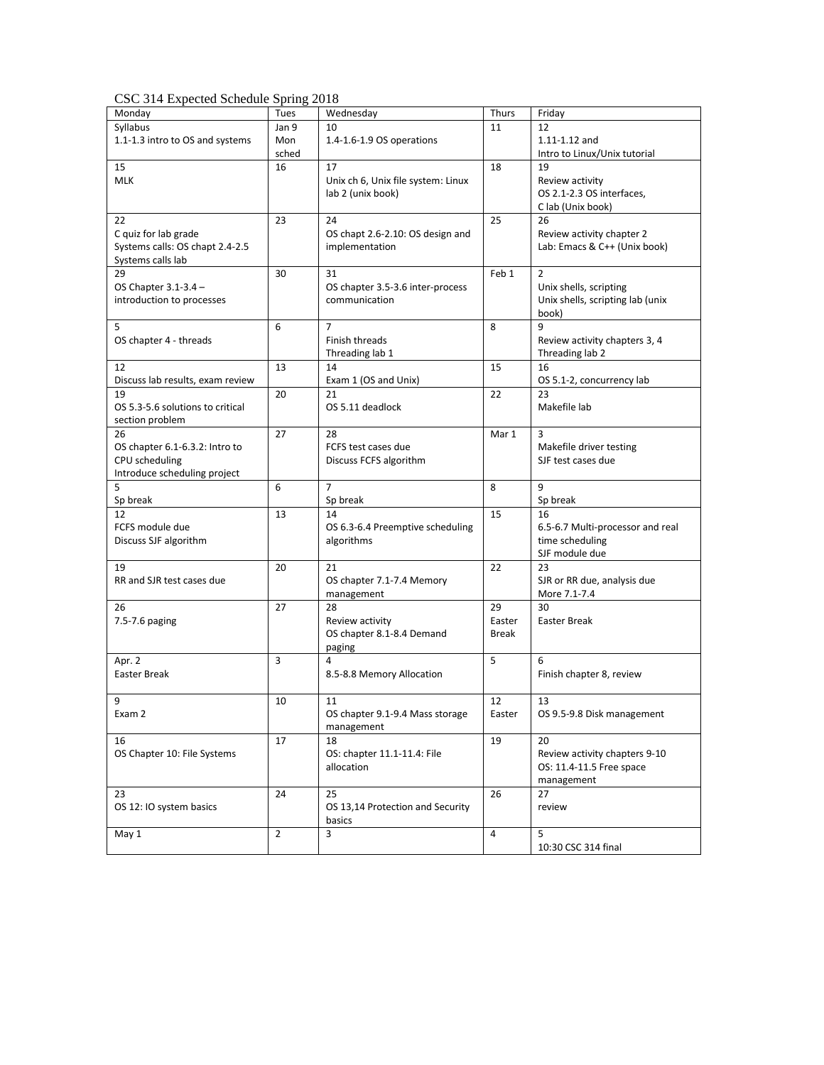CSC 314 Expected Schedule Spring 2018

| Monday | Tues | Wednesday | Thurs | Friday |
|---|---|---|---|---|
| Syllabus<br>1.1-1.3 intro to OS and systems | Jan 9<br>Mon<br>sched | 10<br>1.4-1.6-1.9 OS operations | 11 | 12<br>1.11-1.12 and<br>Intro to Linux/Unix tutorial |
| 15<br>MLK | 16 | 17<br>Unix ch 6, Unix file system: Linux lab 2 (unix book) | 18 | 19<br>Review activity<br>OS 2.1-2.3 OS interfaces,<br>C lab (Unix book) |
| 22<br>C quiz for lab grade<br>Systems calls: OS chapt 2.4-2.5<br>Systems calls lab | 23 | 24<br>OS chapt 2.6-2.10: OS design and implementation | 25 | 26<br>Review activity chapter 2<br>Lab: Emacs & C++ (Unix book) |
| 29<br>OS Chapter 3.1-3.4 –<br>introduction to processes | 30 | 31<br>OS chapter 3.5-3.6 inter-process communication | Feb 1 | 2<br>Unix shells, scripting<br>Unix shells, scripting lab (unix book) |
| 5<br>OS chapter 4 - threads | 6 | 7<br>Finish threads<br>Threading lab 1 | 8 | 9<br>Review activity chapters 3, 4<br>Threading lab 2 |
| 12<br>Discuss lab results, exam review | 13 | 14<br>Exam 1 (OS and Unix) | 15 | 16<br>OS 5.1-2, concurrency lab |
| 19<br>OS 5.3-5.6 solutions to critical section problem | 20 | 21<br>OS 5.11 deadlock | 22 | 23<br>Makefile lab |
| 26<br>OS chapter 6.1-6.3.2: Intro to CPU scheduling<br>Introduce scheduling project | 27 | 28<br>FCFS test cases due<br>Discuss FCFS algorithm | Mar 1 | 3<br>Makefile driver testing<br>SJF test cases due |
| 5<br>Sp break | 6 | 7<br>Sp break | 8 | 9<br>Sp break |
| 12<br>FCFS module due<br>Discuss SJF algorithm | 13 | 14<br>OS 6.3-6.4 Preemptive scheduling algorithms | 15 | 16<br>6.5-6.7 Multi-processor and real time scheduling<br>SJF module due |
| 19<br>RR and SJR test cases due | 20 | 21<br>OS chapter 7.1-7.4 Memory management | 22 | 23<br>SJR or RR due, analysis due<br>More 7.1-7.4 |
| 26<br>7.5-7.6 paging | 27 | 28<br>Review activity<br>OS chapter 8.1-8.4 Demand paging | 29<br>Easter<br>Break | 30<br>Easter Break |
| Apr. 2<br>Easter Break | 3 | 4<br>8.5-8.8 Memory Allocation | 5 | 6<br>Finish chapter 8, review |
| 9<br>Exam 2 | 10 | 11<br>OS chapter 9.1-9.4 Mass storage management | 12<br>Easter | 13<br>OS 9.5-9.8 Disk management |
| 16<br>OS Chapter 10: File Systems | 17 | 18<br>OS: chapter 11.1-11.4: File allocation | 19 | 20<br>Review activity chapters 9-10<br>OS: 11.4-11.5 Free space management |
| 23<br>OS 12: IO system basics | 24 | 25<br>OS 13,14 Protection and Security basics | 26 | 27<br>review |
| May 1 | 2 | 3 | 4 | 5<br>10:30 CSC 314 final |